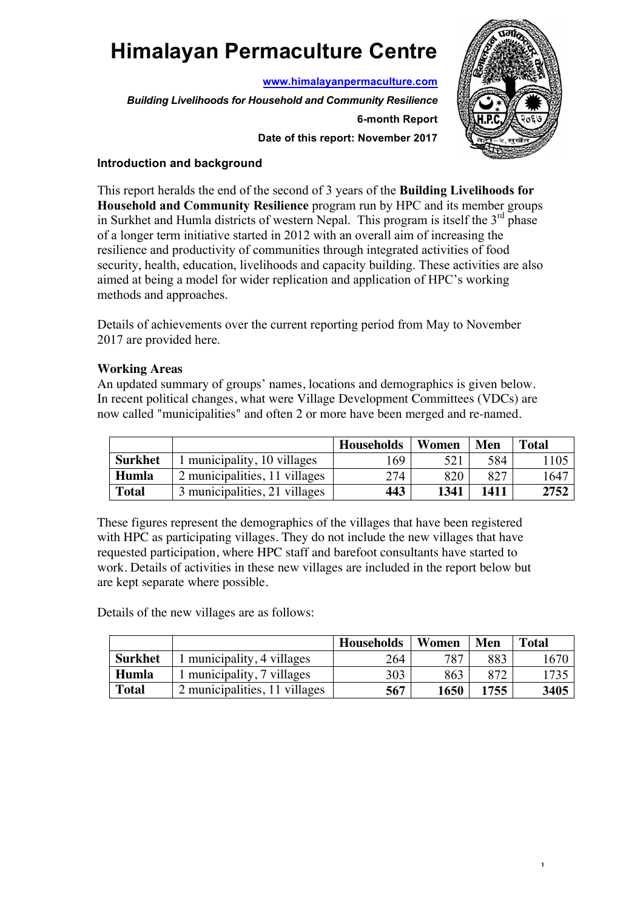# Himalayan Permaculture Centre

www.himalayanpermaculture.com

***Building Livelihoods for Household and Community Resilience***

**6-month Report**

**Date of this report: November 2017**

### Introduction and background

This report heralds the end of the second of 3 years of the **Building Livelihoods for Household and Community Resilience** program run by HPC and its member groups in Surkhet and Humla districts of western Nepal. This program is itself the 3rd phase of a longer term initiative started in 2012 with an overall aim of increasing the resilience and productivity of communities through integrated activities of food security, health, education, livelihoods and capacity building. These activities are also aimed at being a model for wider replication and application of HPC's working methods and approaches.

Details of achievements over the current reporting period from May to November 2017 are provided here.

### Working Areas

An updated summary of groups' names, locations and demographics is given below. In recent political changes, what were Village Development Committees (VDCs) are now called "municipalities" and often 2 or more have been merged and re-named.

| | | Households | Women | Men | Total |
|---|---|---|---|---|---|
| **Surkhet** | 1 municipality, 10 villages | 169 | 521 | 584 | 1105 |
| **Humla** | 2 municipalities, 11 villages | 274 | 820 | 827 | 1647 |
| **Total** | 3 municipalities, 21 villages | **443** | **1341** | **1411** | **2752** |

These figures represent the demographics of the villages that have been registered with HPC as participating villages. They do not include the new villages that have requested participation, where HPC staff and barefoot consultants have started to work. Details of activities in these new villages are included in the report below but are kept separate where possible.

Details of the new villages are as follows:

| | | Households | Women | Men | Total |
|---|---|---|---|---|---|
| **Surkhet** | 1 municipality, 4 villages | 264 | 787 | 883 | 1670 |
| **Humla** | 1 municipality, 7 villages | 303 | 863 | 872 | 1735 |
| **Total** | 2 municipalities, 11 villages | **567** | **1650** | **1755** | **3405** |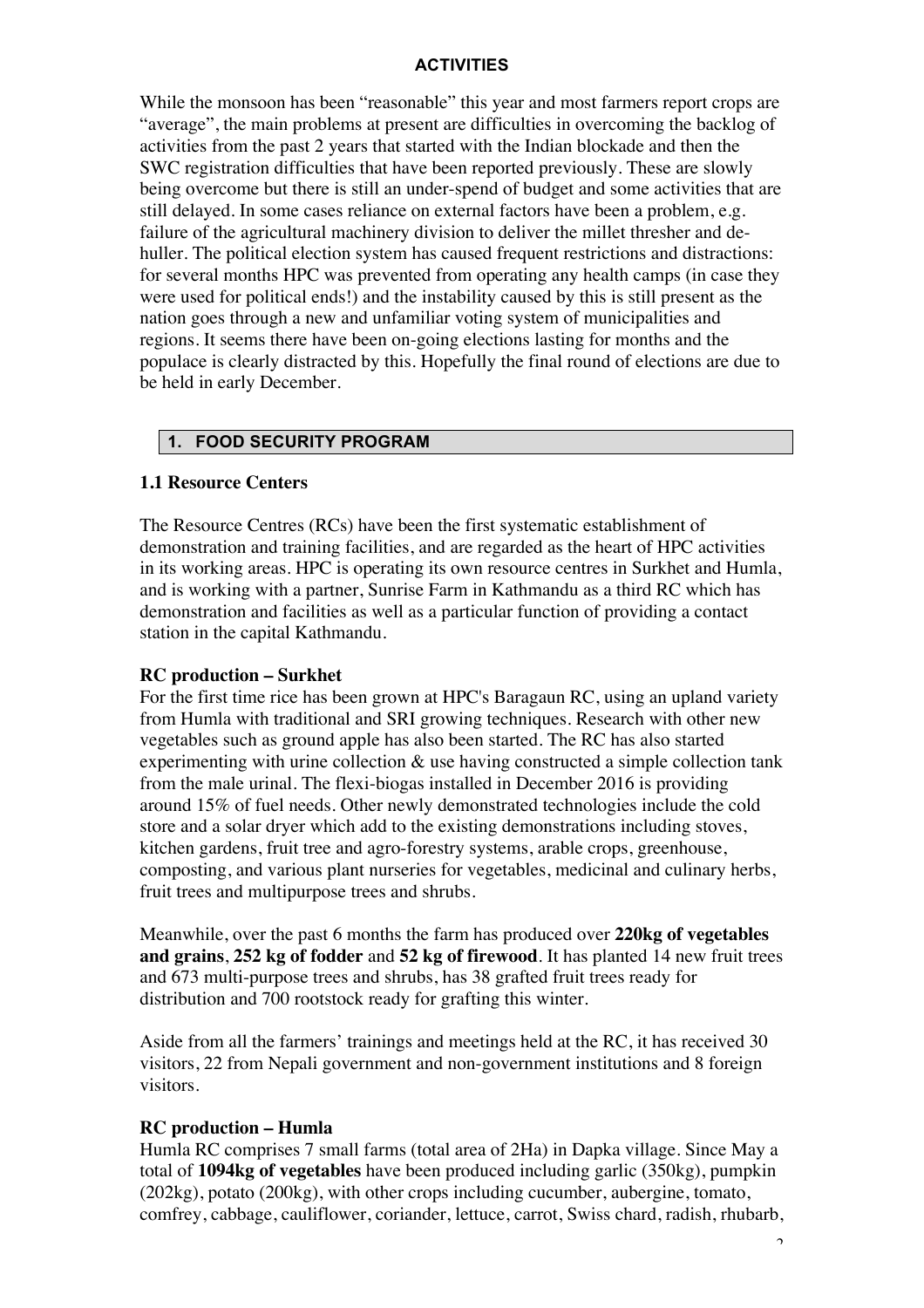## ACTIVITIES

While the monsoon has been "reasonable" this year and most farmers report crops are "average", the main problems at present are difficulties in overcoming the backlog of activities from the past 2 years that started with the Indian blockade and then the SWC registration difficulties that have been reported previously. These are slowly being overcome but there is still an under-spend of budget and some activities that are still delayed. In some cases reliance on external factors have been a problem, e.g. failure of the agricultural machinery division to deliver the millet thresher and de-huller. The political election system has caused frequent restrictions and distractions: for several months HPC was prevented from operating any health camps (in case they were used for political ends!) and the instability caused by this is still present as the nation goes through a new and unfamiliar voting system of municipalities and regions. It seems there have been on-going elections lasting for months and the populace is clearly distracted by this. Hopefully the final round of elections are due to be held in early December.

## 1. FOOD SECURITY PROGRAM

### 1.1 Resource Centers

The Resource Centres (RCs) have been the first systematic establishment of demonstration and training facilities, and are regarded as the heart of HPC activities in its working areas. HPC is operating its own resource centres in Surkhet and Humla, and is working with a partner, Sunrise Farm in Kathmandu as a third RC which has demonstration and facilities as well as a particular function of providing a contact station in the capital Kathmandu.

**RC production – Surkhet**

For the first time rice has been grown at HPC's Baragaun RC, using an upland variety from Humla with traditional and SRI growing techniques. Research with other new vegetables such as ground apple has also been started. The RC has also started experimenting with urine collection & use having constructed a simple collection tank from the male urinal. The flexi-biogas installed in December 2016 is providing around 15% of fuel needs. Other newly demonstrated technologies include the cold store and a solar dryer which add to the existing demonstrations including stoves, kitchen gardens, fruit tree and agro-forestry systems, arable crops, greenhouse, composting, and various plant nurseries for vegetables, medicinal and culinary herbs, fruit trees and multipurpose trees and shrubs.

Meanwhile, over the past 6 months the farm has produced over **220kg of vegetables and grains**, **252 kg of fodder** and **52 kg of firewood**. It has planted 14 new fruit trees and 673 multi-purpose trees and shrubs, has 38 grafted fruit trees ready for distribution and 700 rootstock ready for grafting this winter.

Aside from all the farmers' trainings and meetings held at the RC, it has received 30 visitors, 22 from Nepali government and non-government institutions and 8 foreign visitors.

**RC production – Humla**

Humla RC comprises 7 small farms (total area of 2Ha) in Dapka village. Since May a total of **1094kg of vegetables** have been produced including garlic (350kg), pumpkin (202kg), potato (200kg), with other crops including cucumber, aubergine, tomato, comfrey, cabbage, cauliflower, coriander, lettuce, carrot, Swiss chard, radish, rhubarb,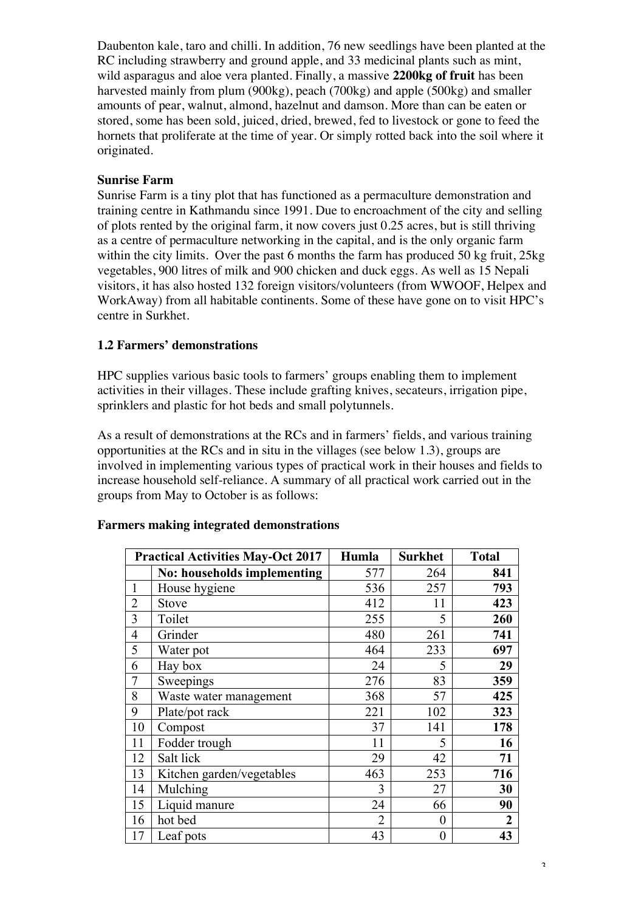Daubenton kale, taro and chilli. In addition, 76 new seedlings have been planted at the RC including strawberry and ground apple, and 33 medicinal plants such as mint, wild asparagus and aloe vera planted. Finally, a massive **2200kg of fruit** has been harvested mainly from plum (900kg), peach (700kg) and apple (500kg) and smaller amounts of pear, walnut, almond, hazelnut and damson. More than can be eaten or stored, some has been sold, juiced, dried, brewed, fed to livestock or gone to feed the hornets that proliferate at the time of year. Or simply rotted back into the soil where it originated.

**Sunrise Farm**

Sunrise Farm is a tiny plot that has functioned as a permaculture demonstration and training centre in Kathmandu since 1991. Due to encroachment of the city and selling of plots rented by the original farm, it now covers just 0.25 acres, but is still thriving as a centre of permaculture networking in the capital, and is the only organic farm within the city limits. Over the past 6 months the farm has produced 50 kg fruit, 25kg vegetables, 900 litres of milk and 900 chicken and duck eggs. As well as 15 Nepali visitors, it has also hosted 132 foreign visitors/volunteers (from WWOOF, Helpex and WorkAway) from all habitable continents. Some of these have gone on to visit HPC's centre in Surkhet.

### 1.2 Farmers' demonstrations

HPC supplies various basic tools to farmers' groups enabling them to implement activities in their villages. These include grafting knives, secateurs, irrigation pipe, sprinklers and plastic for hot beds and small polytunnels.

As a result of demonstrations at the RCs and in farmers' fields, and various training opportunities at the RCs and in situ in the villages (see below 1.3), groups are involved in implementing various types of practical work in their houses and fields to increase household self-reliance. A summary of all practical work carried out in the groups from May to October is as follows:

**Farmers making integrated demonstrations**

| Practical Activities May-Oct 2017 | | Humla | Surkhet | Total |
|---|---|---|---|---|
| | **No: households implementing** | 577 | 264 | **841** |
| 1 | House hygiene | 536 | 257 | **793** |
| 2 | Stove | 412 | 11 | **423** |
| 3 | Toilet | 255 | 5 | **260** |
| 4 | Grinder | 480 | 261 | **741** |
| 5 | Water pot | 464 | 233 | **697** |
| 6 | Hay box | 24 | 5 | **29** |
| 7 | Sweepings | 276 | 83 | **359** |
| 8 | Waste water management | 368 | 57 | **425** |
| 9 | Plate/pot rack | 221 | 102 | **323** |
| 10 | Compost | 37 | 141 | **178** |
| 11 | Fodder trough | 11 | 5 | **16** |
| 12 | Salt lick | 29 | 42 | **71** |
| 13 | Kitchen garden/vegetables | 463 | 253 | **716** |
| 14 | Mulching | 3 | 27 | **30** |
| 15 | Liquid manure | 24 | 66 | **90** |
| 16 | hot bed | 2 | 0 | **2** |
| 17 | Leaf pots | 43 | 0 | **43** |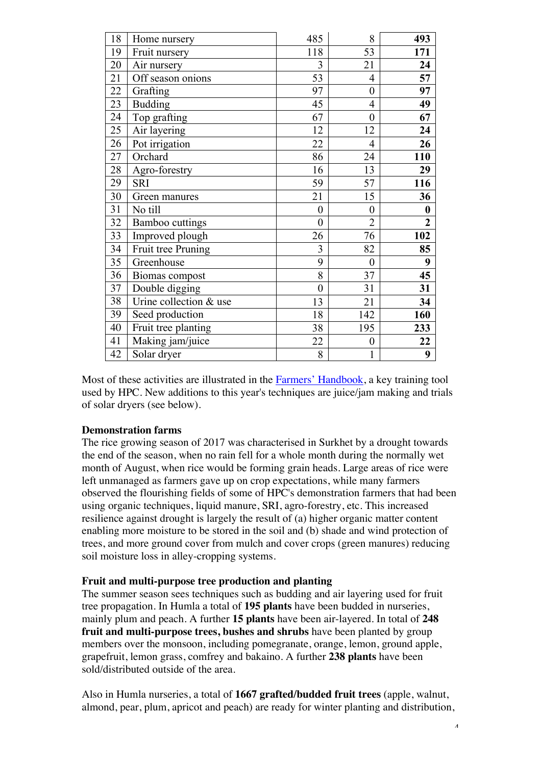| | | | | |
|---|---|---|---|---|
| 18 | Home nursery | 485 | 8 | **493** |
| 19 | Fruit nursery | 118 | 53 | **171** |
| 20 | Air nursery | 3 | 21 | **24** |
| 21 | Off season onions | 53 | 4 | **57** |
| 22 | Grafting | 97 | 0 | **97** |
| 23 | Budding | 45 | 4 | **49** |
| 24 | Top grafting | 67 | 0 | **67** |
| 25 | Air layering | 12 | 12 | **24** |
| 26 | Pot irrigation | 22 | 4 | **26** |
| 27 | Orchard | 86 | 24 | **110** |
| 28 | Agro-forestry | 16 | 13 | **29** |
| 29 | SRI | 59 | 57 | **116** |
| 30 | Green manures | 21 | 15 | **36** |
| 31 | No till | 0 | 0 | **0** |
| 32 | Bamboo cuttings | 0 | 2 | **2** |
| 33 | Improved plough | 26 | 76 | **102** |
| 34 | Fruit tree Pruning | 3 | 82 | **85** |
| 35 | Greenhouse | 9 | 0 | **9** |
| 36 | Biomas compost | 8 | 37 | **45** |
| 37 | Double digging | 0 | 31 | **31** |
| 38 | Urine collection & use | 13 | 21 | **34** |
| 39 | Seed production | 18 | 142 | **160** |
| 40 | Fruit tree planting | 38 | 195 | **233** |
| 41 | Making jam/juice | 22 | 0 | **22** |
| 42 | Solar dryer | 8 | 1 | **9** |

Most of these activities are illustrated in the Farmers' Handbook, a key training tool used by HPC. New additions to this year's techniques are juice/jam making and trials of solar dryers (see below).

**Demonstration farms**

The rice growing season of 2017 was characterised in Surkhet by a drought towards the end of the season, when no rain fell for a whole month during the normally wet month of August, when rice would be forming grain heads. Large areas of rice were left unmanaged as farmers gave up on crop expectations, while many farmers observed the flourishing fields of some of HPC's demonstration farmers that had been using organic techniques, liquid manure, SRI, agro-forestry, etc. This increased resilience against drought is largely the result of (a) higher organic matter content enabling more moisture to be stored in the soil and (b) shade and wind protection of trees, and more ground cover from mulch and cover crops (green manures) reducing soil moisture loss in alley-cropping systems.

**Fruit and multi-purpose tree production and planting**

The summer season sees techniques such as budding and air layering used for fruit tree propagation. In Humla a total of **195 plants** have been budded in nurseries, mainly plum and peach. A further **15 plants** have been air-layered. In total of **248 fruit and multi-purpose trees, bushes and shrubs** have been planted by group members over the monsoon, including pomegranate, orange, lemon, ground apple, grapefruit, lemon grass, comfrey and bakaino. A further **238 plants** have been sold/distributed outside of the area.

Also in Humla nurseries, a total of **1667 grafted/budded fruit trees** (apple, walnut, almond, pear, plum, apricot and peach) are ready for winter planting and distribution,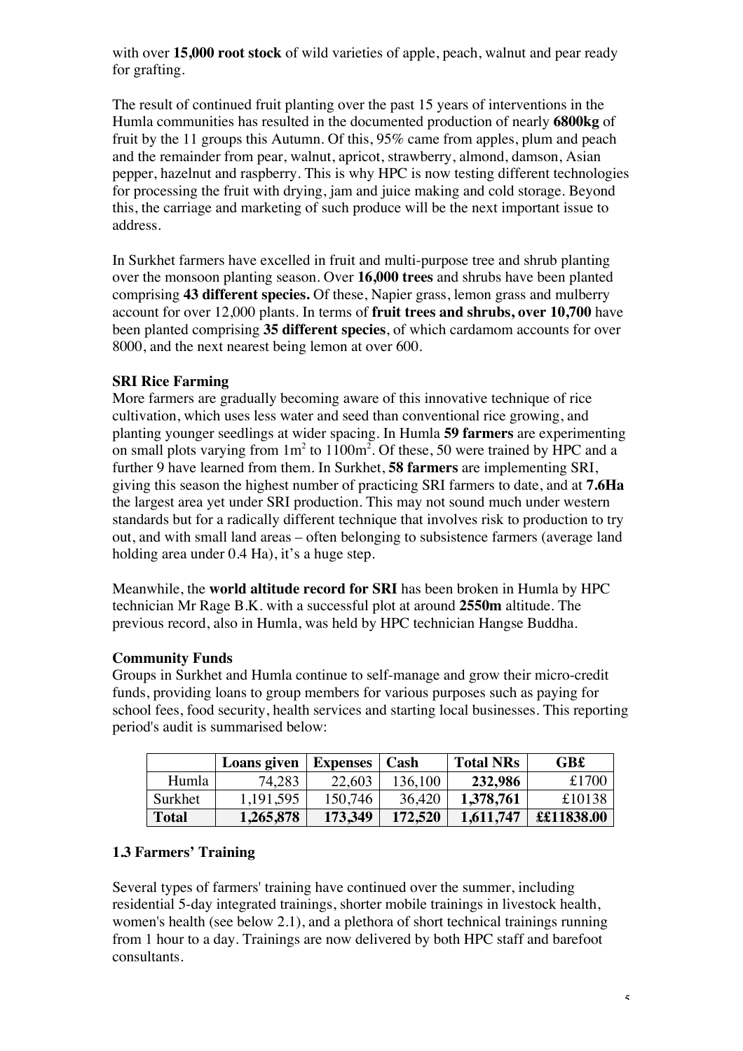with over **15,000 root stock** of wild varieties of apple, peach, walnut and pear ready for grafting.

The result of continued fruit planting over the past 15 years of interventions in the Humla communities has resulted in the documented production of nearly **6800kg** of fruit by the 11 groups this Autumn. Of this, 95% came from apples, plum and peach and the remainder from pear, walnut, apricot, strawberry, almond, damson, Asian pepper, hazelnut and raspberry. This is why HPC is now testing different technologies for processing the fruit with drying, jam and juice making and cold storage. Beyond this, the carriage and marketing of such produce will be the next important issue to address.

In Surkhet farmers have excelled in fruit and multi-purpose tree and shrub planting over the monsoon planting season. Over **16,000 trees** and shrubs have been planted comprising **43 different species.** Of these, Napier grass, lemon grass and mulberry account for over 12,000 plants. In terms of **fruit trees and shrubs, over 10,700** have been planted comprising **35 different species**, of which cardamom accounts for over 8000, and the next nearest being lemon at over 600.

**SRI Rice Farming**

More farmers are gradually becoming aware of this innovative technique of rice cultivation, which uses less water and seed than conventional rice growing, and planting younger seedlings at wider spacing. In Humla **59 farmers** are experimenting on small plots varying from $1m^2$ to $1100m^2$. Of these, 50 were trained by HPC and a further 9 have learned from them. In Surkhet, **58 farmers** are implementing SRI, giving this season the highest number of practicing SRI farmers to date, and at **7.6Ha** the largest area yet under SRI production. This may not sound much under western standards but for a radically different technique that involves risk to production to try out, and with small land areas – often belonging to subsistence farmers (average land holding area under 0.4 Ha), it's a huge step.

Meanwhile, the **world altitude record for SRI** has been broken in Humla by HPC technician Mr Rage B.K. with a successful plot at around **2550m** altitude. The previous record, also in Humla, was held by HPC technician Hangse Buddha.

**Community Funds**

Groups in Surkhet and Humla continue to self-manage and grow their micro-credit funds, providing loans to group members for various purposes such as paying for school fees, food security, health services and starting local businesses. This reporting period's audit is summarised below:

| | Loans given | Expenses | Cash | Total NRs | GB£ |
|---|---|---|---|---|---|
| Humla | 74,283 | 22,603 | 136,100 | **232,986** | £1700 |
| Surkhet | 1,191,595 | 150,746 | 36,420 | **1,378,761** | £10138 |
| **Total** | **1,265,878** | **173,349** | **172,520** | **1,611,747** | **££11838.00** |

## 1.3 Farmers' Training

Several types of farmers' training have continued over the summer, including residential 5-day integrated trainings, shorter mobile trainings in livestock health, women's health (see below 2.1), and a plethora of short technical trainings running from 1 hour to a day. Trainings are now delivered by both HPC staff and barefoot consultants.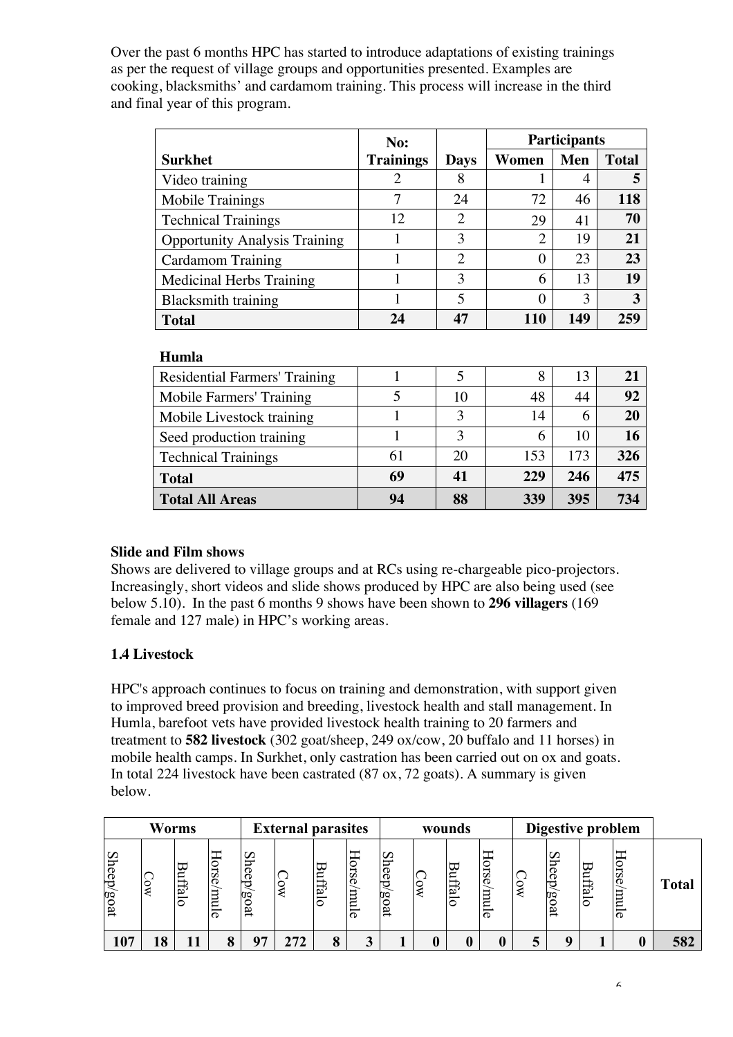Over the past 6 months HPC has started to introduce adaptations of existing trainings as per the request of village groups and opportunities presented. Examples are cooking, blacksmiths' and cardamom training. This process will increase in the third and final year of this program.

| | No: | | Participants | | |
|---|---|---|---|---|---|
| **Surkhet** | **Trainings** | **Days** | **Women** | **Men** | **Total** |
| Video training | 2 | 8 | 1 | 4 | **5** |
| Mobile Trainings | 7 | 24 | 72 | 46 | **118** |
| Technical Trainings | 12 | 2 | 29 | 41 | **70** |
| Opportunity Analysis Training | 1 | 3 | 2 | 19 | **21** |
| Cardamom Training | 1 | 2 | 0 | 23 | **23** |
| Medicinal Herbs Training | 1 | 3 | 6 | 13 | **19** |
| Blacksmith training | 1 | 5 | 0 | 3 | **3** |
| **Total** | **24** | **47** | **110** | **149** | **259** |
| **Humla** | | | | | |
| Residential Farmers' Training | 1 | 5 | 8 | 13 | **21** |
| Mobile Farmers' Training | 5 | 10 | 48 | 44 | **92** |
| Mobile Livestock training | 1 | 3 | 14 | 6 | **20** |
| Seed production training | 1 | 3 | 6 | 10 | **16** |
| Technical Trainings | 61 | 20 | 153 | 173 | **326** |
| **Total** | **69** | **41** | **229** | **246** | **475** |
| **Total All Areas** | **94** | **88** | **339** | **395** | **734** |

**Slide and Film shows**
Shows are delivered to village groups and at RCs using re-chargeable pico-projectors. Increasingly, short videos and slide shows produced by HPC are also being used (see below 5.10). In the past 6 months 9 shows have been shown to **296 villagers** (169 female and 127 male) in HPC's working areas.

### 1.4 Livestock

HPC's approach continues to focus on training and demonstration, with support given to improved breed provision and breeding, livestock health and stall management. In Humla, barefoot vets have provided livestock health training to 20 farmers and treatment to **582 livestock** (302 goat/sheep, 249 ox/cow, 20 buffalo and 11 horses) in mobile health camps. In Surkhet, only castration has been carried out on ox and goats. In total 224 livestock have been castrated (87 ox, 72 goats). A summary is given below.

| Worms | | | | External parasites | | | | wounds | | | | Digestive problem | | | | |
|---|---|---|---|---|---|---|---|---|---|---|---|---|---|---|---|---|
| Sheep/goat | Cow | Buffalo | Horse/mule | Sheep/goat | Cow | Buffalo | Horse/mule | Sheep/goat | Cow | Buffalo | Horse/mule | Cow | Sheep/goat | Buffalo | Horse/mule | **Total** |
| **107** | **18** | **11** | **8** | **97** | **272** | **8** | **3** | **1** | **0** | **0** | **0** | **5** | **9** | **1** | **0** | **582** |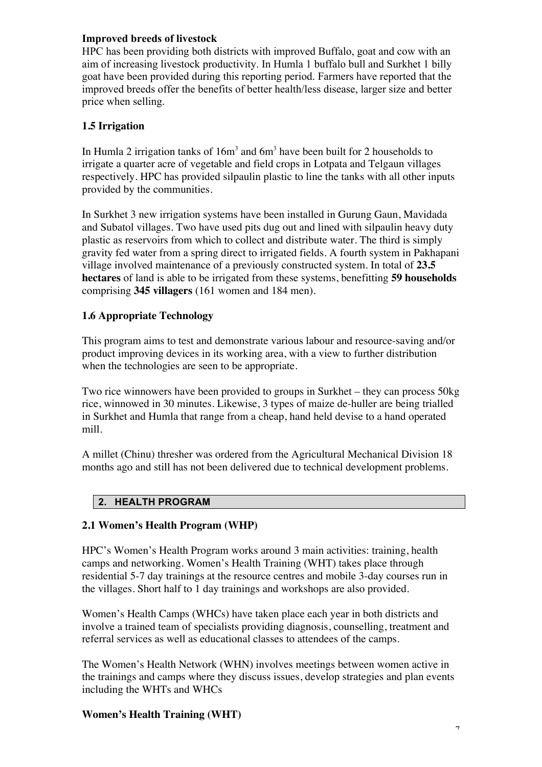**Improved breeds of livestock**

HPC has been providing both districts with improved Buffalo, goat and cow with an aim of increasing livestock productivity. In Humla 1 buffalo bull and Surkhet 1 billy goat have been provided during this reporting period. Farmers have reported that the improved breeds offer the benefits of better health/less disease, larger size and better price when selling.

### 1.5 Irrigation

In Humla 2 irrigation tanks of $16m^3$ and $6m^3$ have been built for 2 households to irrigate a quarter acre of vegetable and field crops in Lotpata and Telgaun villages respectively. HPC has provided silpaulin plastic to line the tanks with all other inputs provided by the communities.

In Surkhet 3 new irrigation systems have been installed in Gurung Gaun, Mavidada and Subatol villages. Two have used pits dug out and lined with silpaulin heavy duty plastic as reservoirs from which to collect and distribute water. The third is simply gravity fed water from a spring direct to irrigated fields. A fourth system in Pakhapani village involved maintenance of a previously constructed system. In total of **23.5 hectares** of land is able to be irrigated from these systems, benefitting **59 households** comprising **345 villagers** (161 women and 184 men).

### 1.6 Appropriate Technology

This program aims to test and demonstrate various labour and resource-saving and/or product improving devices in its working area, with a view to further distribution when the technologies are seen to be appropriate.

Two rice winnowers have been provided to groups in Surkhet – they can process 50kg rice, winnowed in 30 minutes. Likewise, 3 types of maize de-huller are being trialled in Surkhet and Humla that range from a cheap, hand held devise to a hand operated mill.

A millet (Chinu) thresher was ordered from the Agricultural Mechanical Division 18 months ago and still has not been delivered due to technical development problems.

## 2. HEALTH PROGRAM

### 2.1 Women's Health Program (WHP)

HPC's Women's Health Program works around 3 main activities: training, health camps and networking. Women's Health Training (WHT) takes place through residential 5-7 day trainings at the resource centres and mobile 3-day courses run in the villages. Short half to 1 day trainings and workshops are also provided.

Women's Health Camps (WHCs) have taken place each year in both districts and involve a trained team of specialists providing diagnosis, counselling, treatment and referral services as well as educational classes to attendees of the camps.

The Women's Health Network (WHN) involves meetings between women active in the trainings and camps where they discuss issues, develop strategies and plan events including the WHTs and WHCs

**Women's Health Training (WHT)**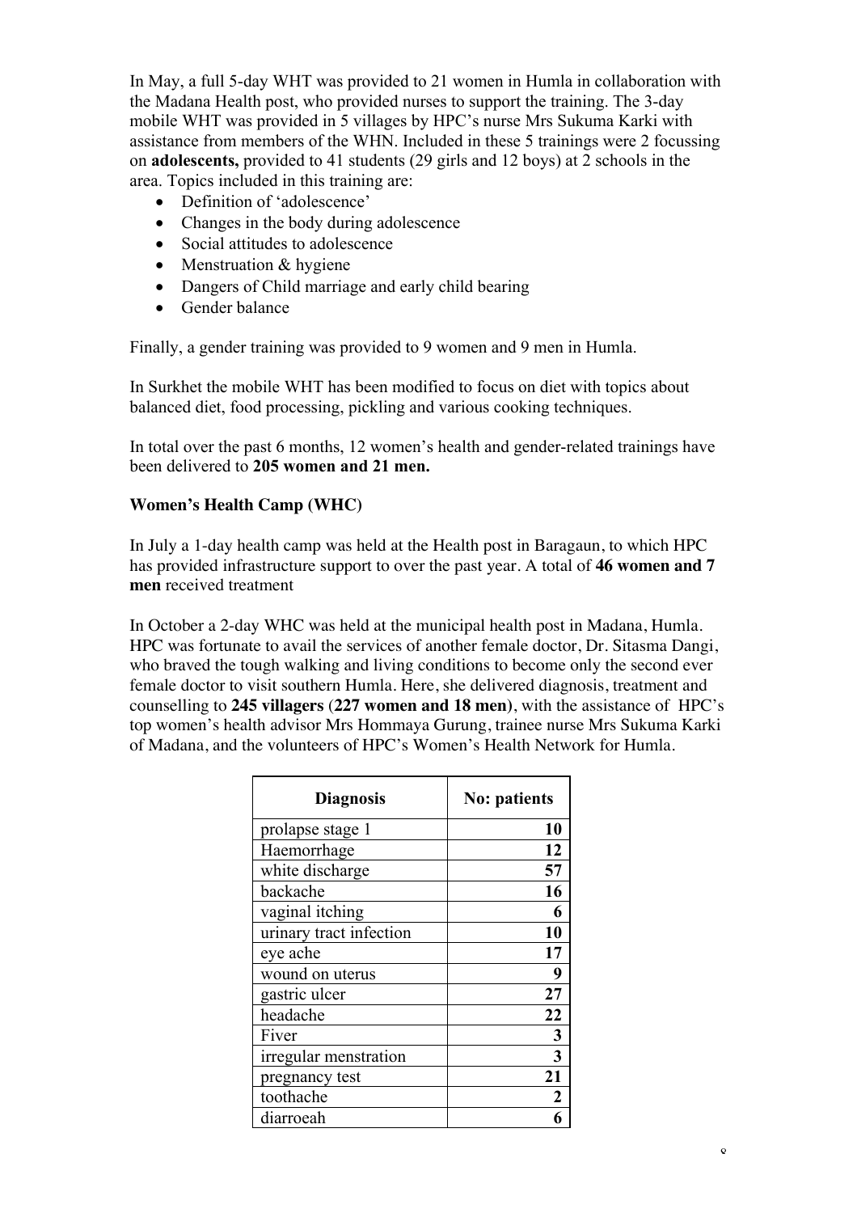In May, a full 5-day WHT was provided to 21 women in Humla in collaboration with the Madana Health post, who provided nurses to support the training. The 3-day mobile WHT was provided in 5 villages by HPC's nurse Mrs Sukuma Karki with assistance from members of the WHN. Included in these 5 trainings were 2 focussing on **adolescents,** provided to 41 students (29 girls and 12 boys) at 2 schools in the area. Topics included in this training are:

- Definition of 'adolescence'
- Changes in the body during adolescence
- Social attitudes to adolescence
- Menstruation & hygiene
- Dangers of Child marriage and early child bearing
- Gender balance

Finally, a gender training was provided to 9 women and 9 men in Humla.

In Surkhet the mobile WHT has been modified to focus on diet with topics about balanced diet, food processing, pickling and various cooking techniques.

In total over the past 6 months, 12 women's health and gender-related trainings have been delivered to **205 women and 21 men.**

**Women's Health Camp (WHC)**

In July a 1-day health camp was held at the Health post in Baragaun, to which HPC has provided infrastructure support to over the past year. A total of **46 women and 7 men** received treatment

In October a 2-day WHC was held at the municipal health post in Madana, Humla. HPC was fortunate to avail the services of another female doctor, Dr. Sitasma Dangi, who braved the tough walking and living conditions to become only the second ever female doctor to visit southern Humla. Here, she delivered diagnosis, treatment and counselling to **245 villagers** (**227 women and 18 men**), with the assistance of HPC's top women's health advisor Mrs Hommaya Gurung, trainee nurse Mrs Sukuma Karki of Madana, and the volunteers of HPC's Women's Health Network for Humla.

| Diagnosis | No: patients |
|---|---|
| prolapse stage 1 | **10** |
| Haemorrhage | **12** |
| white discharge | **57** |
| backache | **16** |
| vaginal itching | **6** |
| urinary tract infection | **10** |
| eye ache | **17** |
| wound on uterus | **9** |
| gastric ulcer | **27** |
| headache | **22** |
| Fiver | **3** |
| irregular menstration | **3** |
| pregnancy test | **21** |
| toothache | **2** |
| diarroeah | **6** |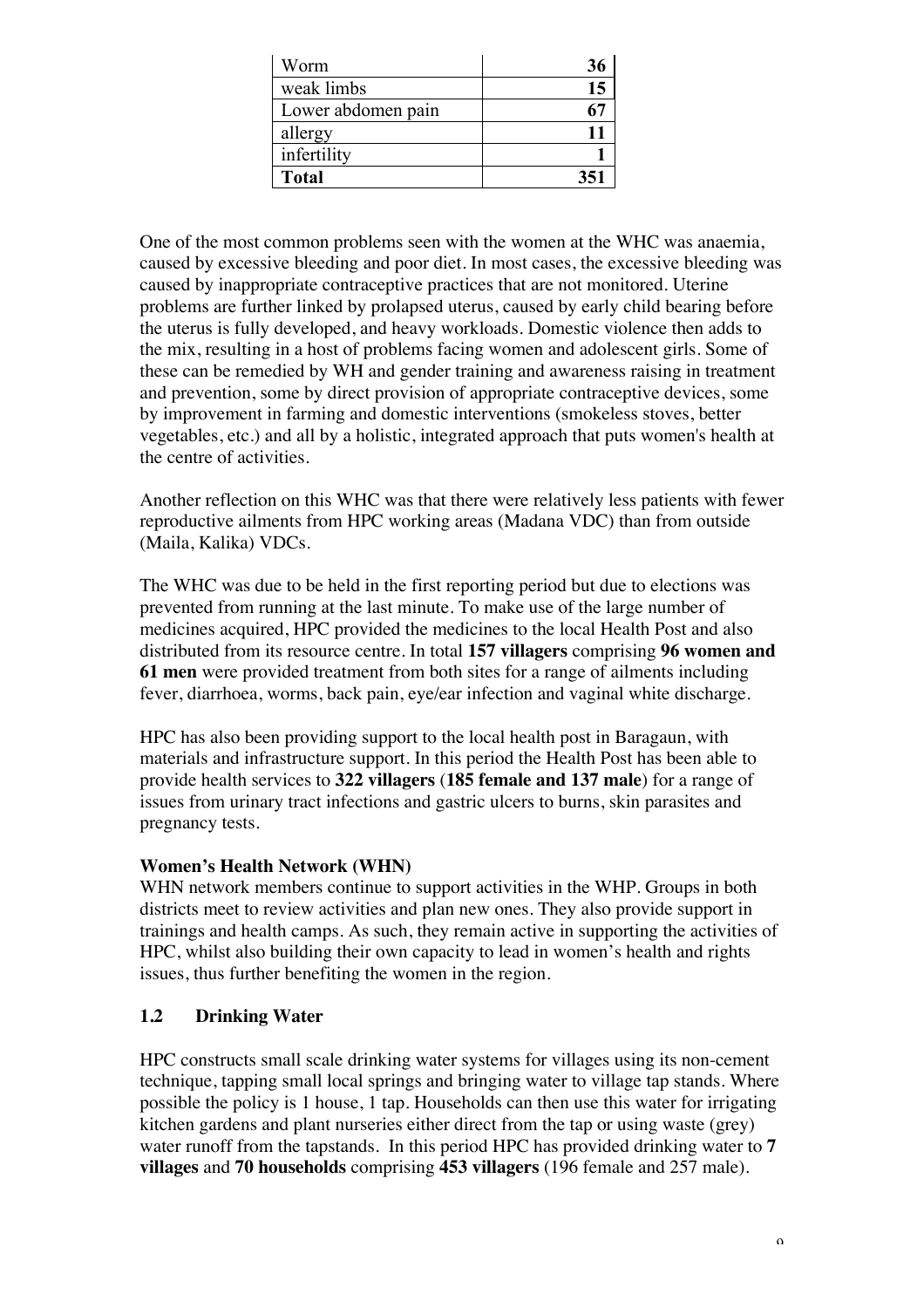| Worm | 36 |
| --- | --- |
| weak limbs | 15 |
| Lower abdomen pain | 67 |
| allergy | 11 |
| infertility | 1 |
| **Total** | **351** |

One of the most common problems seen with the women at the WHC was anaemia, caused by excessive bleeding and poor diet. In most cases, the excessive bleeding was caused by inappropriate contraceptive practices that are not monitored. Uterine problems are further linked by prolapsed uterus, caused by early child bearing before the uterus is fully developed, and heavy workloads. Domestic violence then adds to the mix, resulting in a host of problems facing women and adolescent girls. Some of these can be remedied by WH and gender training and awareness raising in treatment and prevention, some by direct provision of appropriate contraceptive devices, some by improvement in farming and domestic interventions (smokeless stoves, better vegetables, etc.) and all by a holistic, integrated approach that puts women's health at the centre of activities.

Another reflection on this WHC was that there were relatively less patients with fewer reproductive ailments from HPC working areas (Madana VDC) than from outside (Maila, Kalika) VDCs.

The WHC was due to be held in the first reporting period but due to elections was prevented from running at the last minute. To make use of the large number of medicines acquired, HPC provided the medicines to the local Health Post and also distributed from its resource centre. In total **157 villagers** comprising **96 women and 61 men** were provided treatment from both sites for a range of ailments including fever, diarrhoea, worms, back pain, eye/ear infection and vaginal white discharge.

HPC has also been providing support to the local health post in Baragaun, with materials and infrastructure support. In this period the Health Post has been able to provide health services to **322 villagers** (**185 female and 137 male**) for a range of issues from urinary tract infections and gastric ulcers to burns, skin parasites and pregnancy tests.

**Women's Health Network (WHN)**

WHN network members continue to support activities in the WHP. Groups in both districts meet to review activities and plan new ones. They also provide support in trainings and health camps. As such, they remain active in supporting the activities of HPC, whilst also building their own capacity to lead in women's health and rights issues, thus further benefiting the women in the region.

### 1.2 Drinking Water

HPC constructs small scale drinking water systems for villages using its non-cement technique, tapping small local springs and bringing water to village tap stands. Where possible the policy is 1 house, 1 tap. Households can then use this water for irrigating kitchen gardens and plant nurseries either direct from the tap or using waste (grey) water runoff from the tapstands. In this period HPC has provided drinking water to **7 villages** and **70 households** comprising **453 villagers** (196 female and 257 male).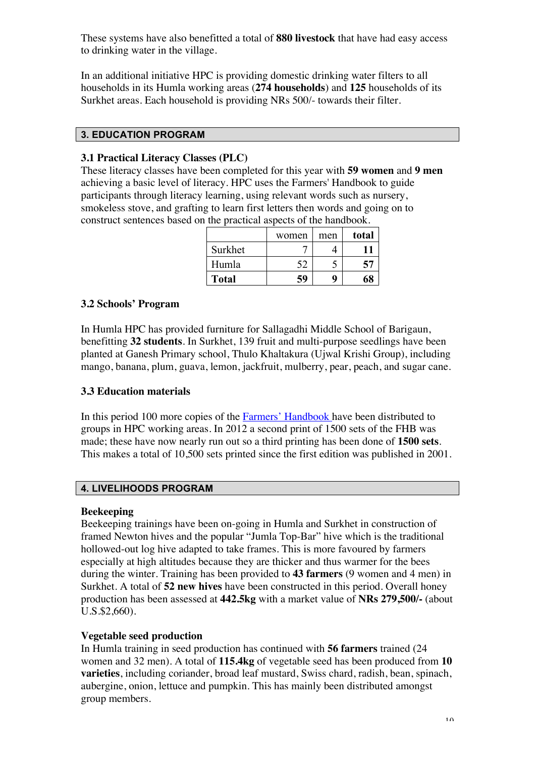These systems have also benefitted a total of **880 livestock** that have had easy access to drinking water in the village.

In an additional initiative HPC is providing domestic drinking water filters to all households in its Humla working areas (**274 households**) and **125** households of its Surkhet areas. Each household is providing NRs 500/- towards their filter.

## 3. EDUCATION PROGRAM

### 3.1 Practical Literacy Classes (PLC)

These literacy classes have been completed for this year with **59 women** and **9 men** achieving a basic level of literacy. HPC uses the Farmers' Handbook to guide participants through literacy learning, using relevant words such as nursery, smokeless stove, and grafting to learn first letters then words and going on to construct sentences based on the practical aspects of the handbook.

| | women | men | total |
|---|---|---|---|
| Surkhet | 7 | 4 | **11** |
| Humla | 52 | 5 | **57** |
| **Total** | **59** | **9** | **68** |

### 3.2 Schools' Program

In Humla HPC has provided furniture for Sallagadhi Middle School of Barigaun, benefitting **32 students**. In Surkhet, 139 fruit and multi-purpose seedlings have been planted at Ganesh Primary school, Thulo Khaltakura (Ujwal Krishi Group), including mango, banana, plum, guava, lemon, jackfruit, mulberry, pear, peach, and sugar cane.

### 3.3 Education materials

In this period 100 more copies of the Farmers' Handbook have been distributed to groups in HPC working areas. In 2012 a second print of 1500 sets of the FHB was made; these have now nearly run out so a third printing has been done of **1500 sets**. This makes a total of 10,500 sets printed since the first edition was published in 2001.

## 4. LIVELIHOODS PROGRAM

### Beekeeping

Beekeeping trainings have been on-going in Humla and Surkhet in construction of framed Newton hives and the popular "Jumla Top-Bar" hive which is the traditional hollowed-out log hive adapted to take frames. This is more favoured by farmers especially at high altitudes because they are thicker and thus warmer for the bees during the winter. Training has been provided to **43 farmers** (9 women and 4 men) in Surkhet. A total of **52 new hives** have been constructed in this period. Overall honey production has been assessed at **442.5kg** with a market value of **NRs 279,500/-** (about U.S.$2,660).

### Vegetable seed production

In Humla training in seed production has continued with **56 farmers** trained (24 women and 32 men). A total of **115.4kg** of vegetable seed has been produced from **10 varieties**, including coriander, broad leaf mustard, Swiss chard, radish, bean, spinach, aubergine, onion, lettuce and pumpkin. This has mainly been distributed amongst group members.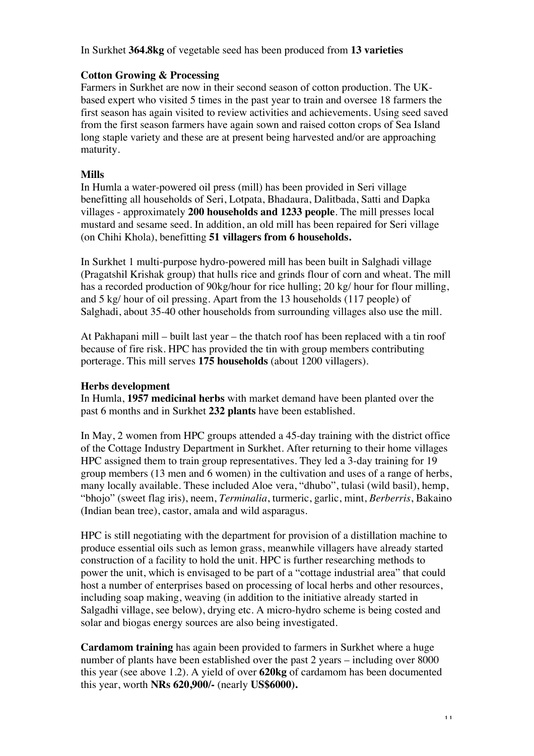In Surkhet **364.8kg** of vegetable seed has been produced from **13 varieties**

**Cotton Growing & Processing**

Farmers in Surkhet are now in their second season of cotton production. The UK-based expert who visited 5 times in the past year to train and oversee 18 farmers the first season has again visited to review activities and achievements. Using seed saved from the first season farmers have again sown and raised cotton crops of Sea Island long staple variety and these are at present being harvested and/or are approaching maturity.

**Mills**

In Humla a water-powered oil press (mill) has been provided in Seri village benefitting all households of Seri, Lotpata, Bhadaura, Dalitbada, Satti and Dapka villages - approximately **200 households and 1233 people**. The mill presses local mustard and sesame seed. In addition, an old mill has been repaired for Seri village (on Chihi Khola), benefitting **51 villagers from 6 households.**

In Surkhet 1 multi-purpose hydro-powered mill has been built in Salghadi village (Pragatshil Krishak group) that hulls rice and grinds flour of corn and wheat. The mill has a recorded production of 90kg/hour for rice hulling; 20 kg/ hour for flour milling, and 5 kg/ hour of oil pressing. Apart from the 13 households (117 people) of Salghadi, about 35-40 other households from surrounding villages also use the mill.

At Pakhapani mill – built last year – the thatch roof has been replaced with a tin roof because of fire risk. HPC has provided the tin with group members contributing porterage. This mill serves **175 households** (about 1200 villagers).

**Herbs development**

In Humla, **1957 medicinal herbs** with market demand have been planted over the past 6 months and in Surkhet **232 plants** have been established.

In May, 2 women from HPC groups attended a 45-day training with the district office of the Cottage Industry Department in Surkhet. After returning to their home villages HPC assigned them to train group representatives. They led a 3-day training for 19 group members (13 men and 6 women) in the cultivation and uses of a range of herbs, many locally available. These included Aloe vera, "dhubo", tulasi (wild basil), hemp, "bhojo" (sweet flag iris), neem, *Terminalia*, turmeric, garlic, mint, *Berberris*, Bakaino (Indian bean tree), castor, amala and wild asparagus.

HPC is still negotiating with the department for provision of a distillation machine to produce essential oils such as lemon grass, meanwhile villagers have already started construction of a facility to hold the unit. HPC is further researching methods to power the unit, which is envisaged to be part of a "cottage industrial area" that could host a number of enterprises based on processing of local herbs and other resources, including soap making, weaving (in addition to the initiative already started in Salgadhi village, see below), drying etc. A micro-hydro scheme is being costed and solar and biogas energy sources are also being investigated.

**Cardamom training** has again been provided to farmers in Surkhet where a huge number of plants have been established over the past 2 years – including over 8000 this year (see above 1.2). A yield of over **620kg** of cardamom has been documented this year, worth **NRs 620,900/-** (nearly **US$6000).**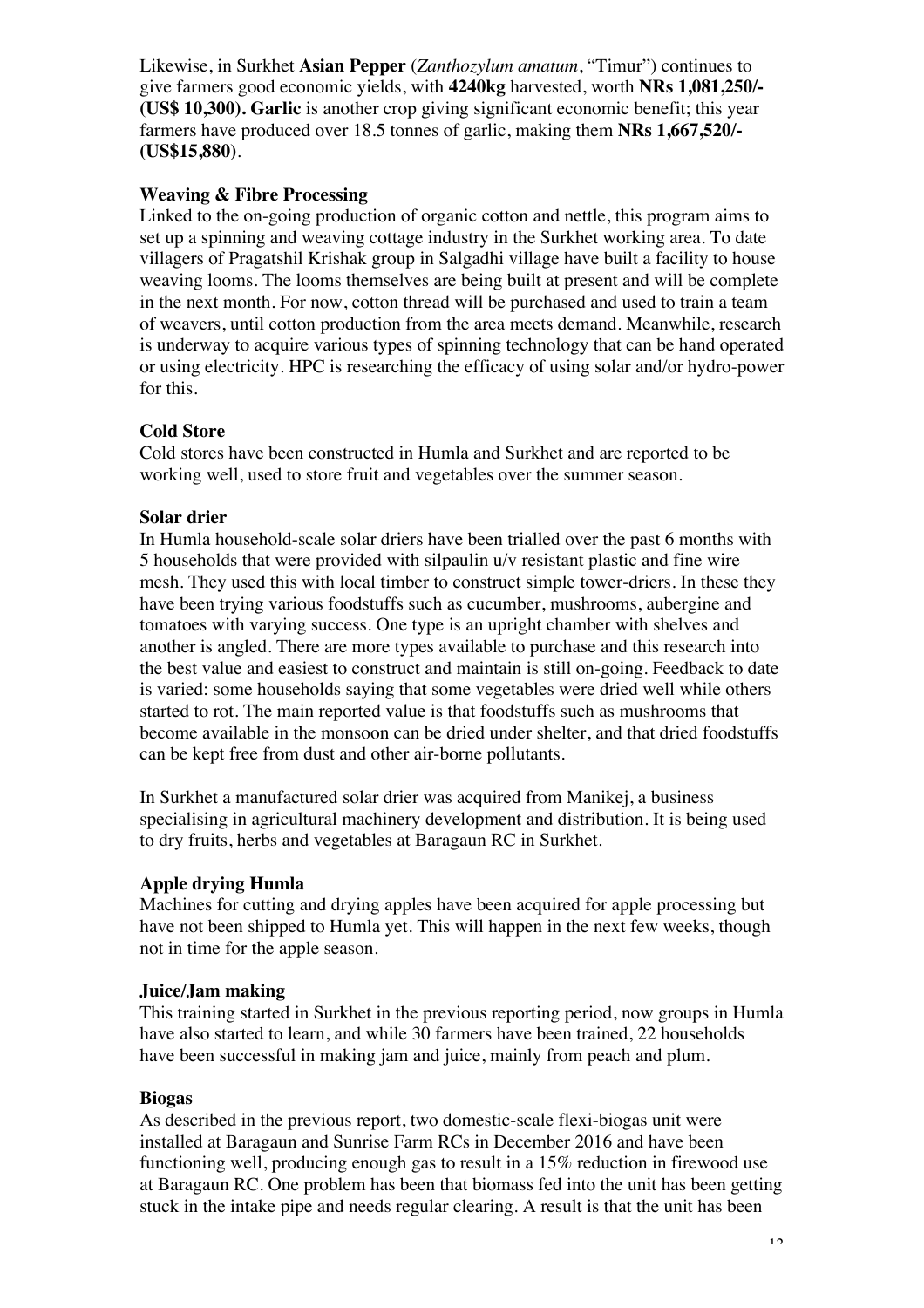Likewise, in Surkhet **Asian Pepper** (*Zanthozylum amatum*, "Timur") continues to give farmers good economic yields, with **4240kg** harvested, worth **NRs 1,081,250/- (US$ 10,300). Garlic** is another crop giving significant economic benefit; this year farmers have produced over 18.5 tonnes of garlic, making them **NRs 1,667,520/- (US$15,880)**.

**Weaving & Fibre Processing**

Linked to the on-going production of organic cotton and nettle, this program aims to set up a spinning and weaving cottage industry in the Surkhet working area. To date villagers of Pragatshil Krishak group in Salgadhi village have built a facility to house weaving looms. The looms themselves are being built at present and will be complete in the next month. For now, cotton thread will be purchased and used to train a team of weavers, until cotton production from the area meets demand. Meanwhile, research is underway to acquire various types of spinning technology that can be hand operated or using electricity. HPC is researching the efficacy of using solar and/or hydro-power for this.

**Cold Store**

Cold stores have been constructed in Humla and Surkhet and are reported to be working well, used to store fruit and vegetables over the summer season.

**Solar drier**

In Humla household-scale solar driers have been trialled over the past 6 months with 5 households that were provided with silpaulin u/v resistant plastic and fine wire mesh. They used this with local timber to construct simple tower-driers. In these they have been trying various foodstuffs such as cucumber, mushrooms, aubergine and tomatoes with varying success. One type is an upright chamber with shelves and another is angled. There are more types available to purchase and this research into the best value and easiest to construct and maintain is still on-going. Feedback to date is varied: some households saying that some vegetables were dried well while others started to rot. The main reported value is that foodstuffs such as mushrooms that become available in the monsoon can be dried under shelter, and that dried foodstuffs can be kept free from dust and other air-borne pollutants.

In Surkhet a manufactured solar drier was acquired from Manikej, a business specialising in agricultural machinery development and distribution. It is being used to dry fruits, herbs and vegetables at Baragaun RC in Surkhet.

**Apple drying Humla**

Machines for cutting and drying apples have been acquired for apple processing but have not been shipped to Humla yet. This will happen in the next few weeks, though not in time for the apple season.

**Juice/Jam making**

This training started in Surkhet in the previous reporting period, now groups in Humla have also started to learn, and while 30 farmers have been trained, 22 households have been successful in making jam and juice, mainly from peach and plum.

**Biogas**

As described in the previous report, two domestic-scale flexi-biogas unit were installed at Baragaun and Sunrise Farm RCs in December 2016 and have been functioning well, producing enough gas to result in a 15% reduction in firewood use at Baragaun RC. One problem has been that biomass fed into the unit has been getting stuck in the intake pipe and needs regular clearing. A result is that the unit has been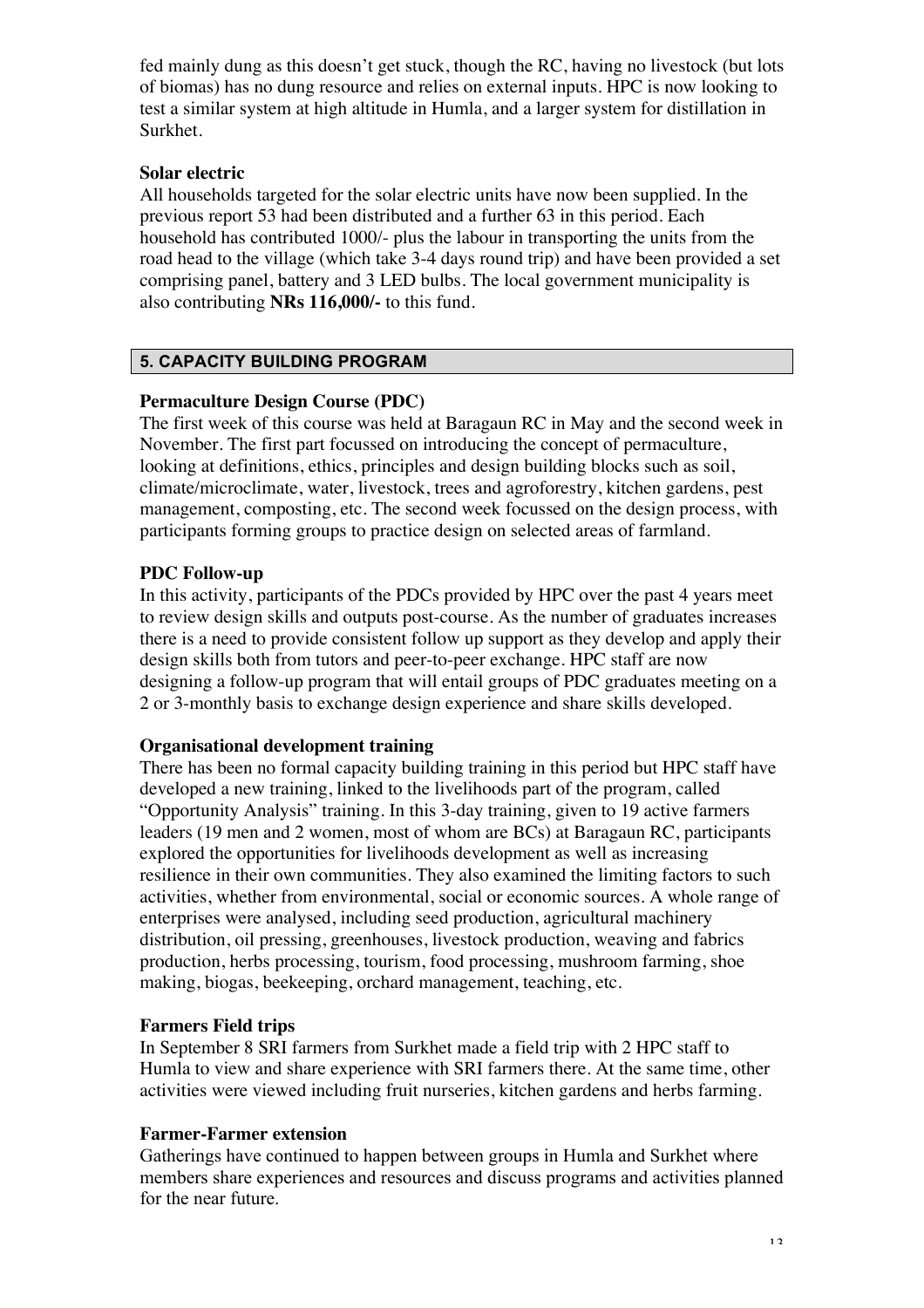fed mainly dung as this doesn't get stuck, though the RC, having no livestock (but lots of biomas) has no dung resource and relies on external inputs. HPC is now looking to test a similar system at high altitude in Humla, and a larger system for distillation in Surkhet.

**Solar electric**

All households targeted for the solar electric units have now been supplied. In the previous report 53 had been distributed and a further 63 in this period. Each household has contributed 1000/- plus the labour in transporting the units from the road head to the village (which take 3-4 days round trip) and have been provided a set comprising panel, battery and 3 LED bulbs. The local government municipality is also contributing **NRs 116,000/-** to this fund.

## 5. CAPACITY BUILDING PROGRAM

**Permaculture Design Course (PDC)**

The first week of this course was held at Baragaun RC in May and the second week in November. The first part focussed on introducing the concept of permaculture, looking at definitions, ethics, principles and design building blocks such as soil, climate/microclimate, water, livestock, trees and agroforestry, kitchen gardens, pest management, composting, etc. The second week focussed on the design process, with participants forming groups to practice design on selected areas of farmland.

**PDC Follow-up**

In this activity, participants of the PDCs provided by HPC over the past 4 years meet to review design skills and outputs post-course. As the number of graduates increases there is a need to provide consistent follow up support as they develop and apply their design skills both from tutors and peer-to-peer exchange. HPC staff are now designing a follow-up program that will entail groups of PDC graduates meeting on a 2 or 3-monthly basis to exchange design experience and share skills developed.

**Organisational development training**

There has been no formal capacity building training in this period but HPC staff have developed a new training, linked to the livelihoods part of the program, called "Opportunity Analysis" training. In this 3-day training, given to 19 active farmers leaders (19 men and 2 women, most of whom are BCs) at Baragaun RC, participants explored the opportunities for livelihoods development as well as increasing resilience in their own communities. They also examined the limiting factors to such activities, whether from environmental, social or economic sources. A whole range of enterprises were analysed, including seed production, agricultural machinery distribution, oil pressing, greenhouses, livestock production, weaving and fabrics production, herbs processing, tourism, food processing, mushroom farming, shoe making, biogas, beekeeping, orchard management, teaching, etc.

**Farmers Field trips**

In September 8 SRI farmers from Surkhet made a field trip with 2 HPC staff to Humla to view and share experience with SRI farmers there. At the same time, other activities were viewed including fruit nurseries, kitchen gardens and herbs farming.

**Farmer-Farmer extension**

Gatherings have continued to happen between groups in Humla and Surkhet where members share experiences and resources and discuss programs and activities planned for the near future.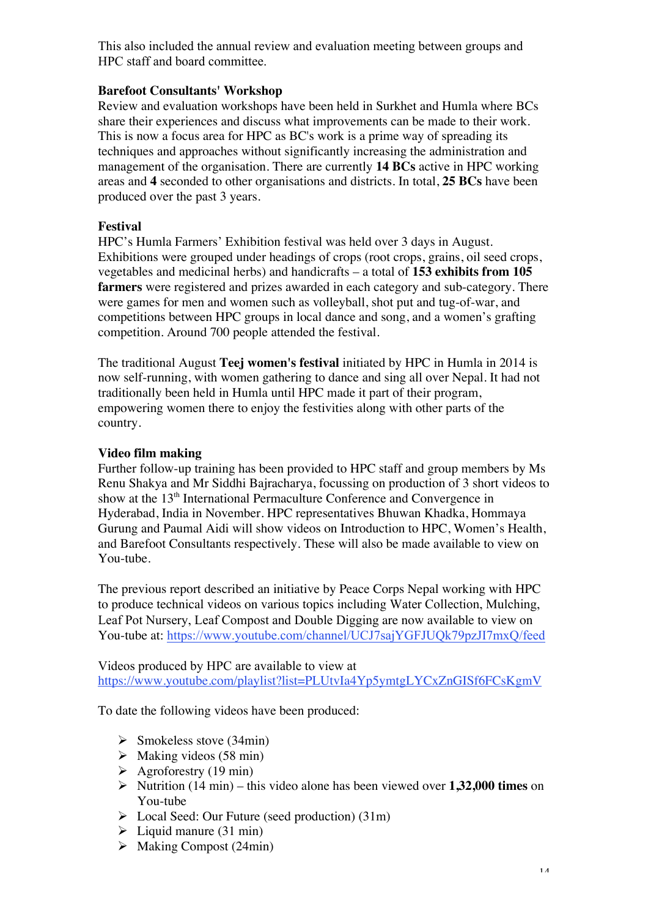This also included the annual review and evaluation meeting between groups and HPC staff and board committee.

**Barefoot Consultants' Workshop**

Review and evaluation workshops have been held in Surkhet and Humla where BCs share their experiences and discuss what improvements can be made to their work. This is now a focus area for HPC as BC's work is a prime way of spreading its techniques and approaches without significantly increasing the administration and management of the organisation. There are currently **14 BCs** active in HPC working areas and **4** seconded to other organisations and districts. In total, **25 BCs** have been produced over the past 3 years.

**Festival**

HPC's Humla Farmers' Exhibition festival was held over 3 days in August. Exhibitions were grouped under headings of crops (root crops, grains, oil seed crops, vegetables and medicinal herbs) and handicrafts – a total of **153 exhibits from 105 farmers** were registered and prizes awarded in each category and sub-category. There were games for men and women such as volleyball, shot put and tug-of-war, and competitions between HPC groups in local dance and song, and a women's grafting competition. Around 700 people attended the festival.

The traditional August **Teej women's festival** initiated by HPC in Humla in 2014 is now self-running, with women gathering to dance and sing all over Nepal. It had not traditionally been held in Humla until HPC made it part of their program, empowering women there to enjoy the festivities along with other parts of the country.

**Video film making**

Further follow-up training has been provided to HPC staff and group members by Ms Renu Shakya and Mr Siddhi Bajracharya, focussing on production of 3 short videos to show at the 13th International Permaculture Conference and Convergence in Hyderabad, India in November. HPC representatives Bhuwan Khadka, Hommaya Gurung and Paumal Aidi will show videos on Introduction to HPC, Women's Health, and Barefoot Consultants respectively. These will also be made available to view on You-tube.

The previous report described an initiative by Peace Corps Nepal working with HPC to produce technical videos on various topics including Water Collection, Mulching, Leaf Pot Nursery, Leaf Compost and Double Digging are now available to view on You-tube at: https://www.youtube.com/channel/UCJ7sajYGFJUQk79pzJI7mxQ/feed

Videos produced by HPC are available to view at https://www.youtube.com/playlist?list=PLUtvIa4Yp5ymtgLYCxZnGISf6FCsKgmV

To date the following videos have been produced:

- Smokeless stove (34min)
- Making videos (58 min)
- Agroforestry (19 min)
- Nutrition (14 min) – this video alone has been viewed over **1,32,000 times** on You-tube
- Local Seed: Our Future (seed production) (31m)
- Liquid manure (31 min)
- Making Compost (24min)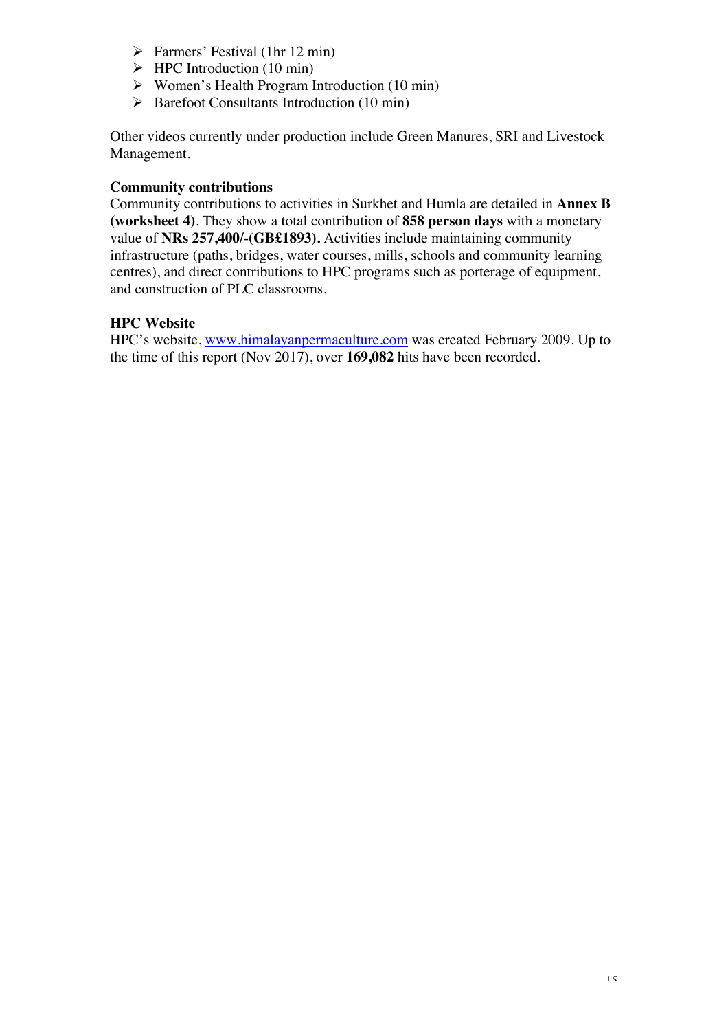- Farmers' Festival (1hr 12 min)
- HPC Introduction (10 min)
- Women's Health Program Introduction (10 min)
- Barefoot Consultants Introduction (10 min)

Other videos currently under production include Green Manures, SRI and Livestock Management.

**Community contributions**

Community contributions to activities in Surkhet and Humla are detailed in **Annex B (worksheet 4)**. They show a total contribution of **858 person days** with a monetary value of **NRs 257,400/-(GB£1893).** Activities include maintaining community infrastructure (paths, bridges, water courses, mills, schools and community learning centres), and direct contributions to HPC programs such as porterage of equipment, and construction of PLC classrooms.

**HPC Website**

HPC's website, [www.himalayanpermaculture.com](http://www.himalayanpermaculture.com) was created February 2009. Up to the time of this report (Nov 2017), over **169,082** hits have been recorded.